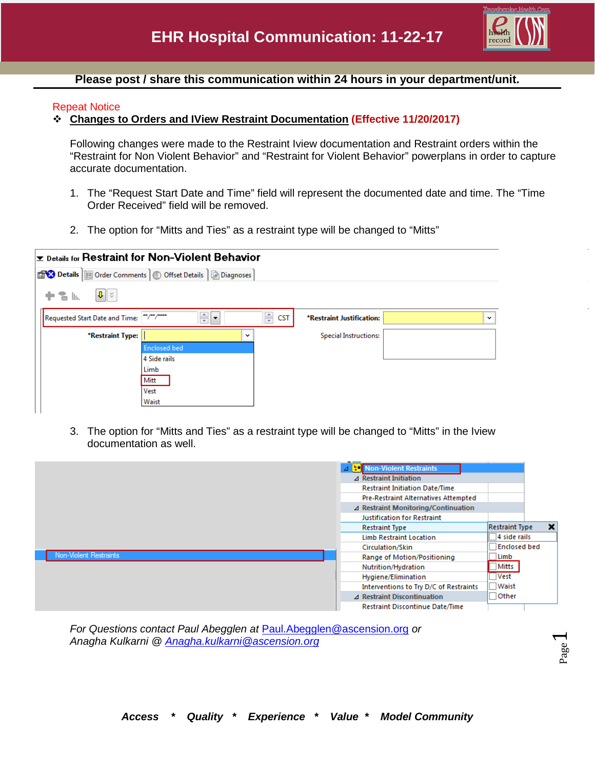# EHR Hospital Communication: 11-22-17

**Please post / share this communication within 24 hours in your department/unit.**

Repeat Notice

- **Changes to Orders and IView Restraint Documentation (Effective 11/20/2017)**

Following changes were made to the Restraint Iview documentation and Restraint orders within the "Restraint for Non Violent Behavior" and "Restraint for Violent Behavior" powerplans in order to capture accurate documentation.

1. The "Request Start Date and Time" field will represent the documented date and time. The "Time Order Received" field will be removed.

2. The option for "Mitts and Ties" as a restraint type will be changed to "Mitts"

3. The option for "Mitts and Ties" as a restraint type will be changed to "Mitts" in the Iview documentation as well.

*For Questions contact Paul Abegglen at* [Paul.Abegglen@ascension.org](mailto:Paul.Abegglen@ascension.org) *or Anagha Kulkarni @* [*Anagha.kulkarni@ascension.org*](mailto:Anagha.kulkarni@ascension.org)

***Access * Quality * Experience * Value * Model Community***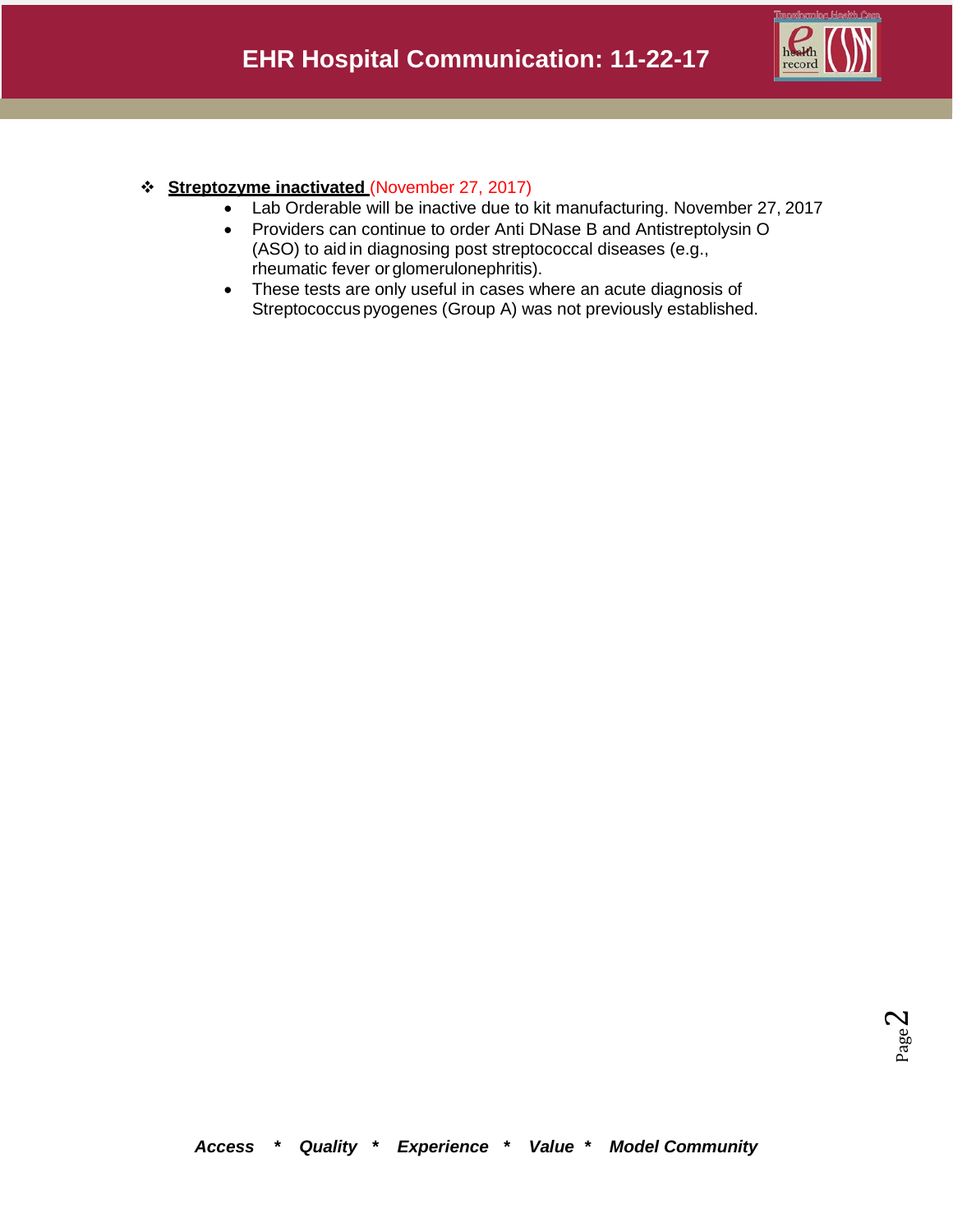- **Streptozyme inactivated** (November 27, 2017)
  - Lab Orderable will be inactive due to kit manufacturing. November 27, 2017
  - Providers can continue to order Anti DNase B and Antistreptolysin O (ASO) to aid in diagnosing post streptococcal diseases (e.g., rheumatic fever or glomerulonephritis).
  - These tests are only useful in cases where an acute diagnosis of Streptococcus pyogenes (Group A) was not previously established.